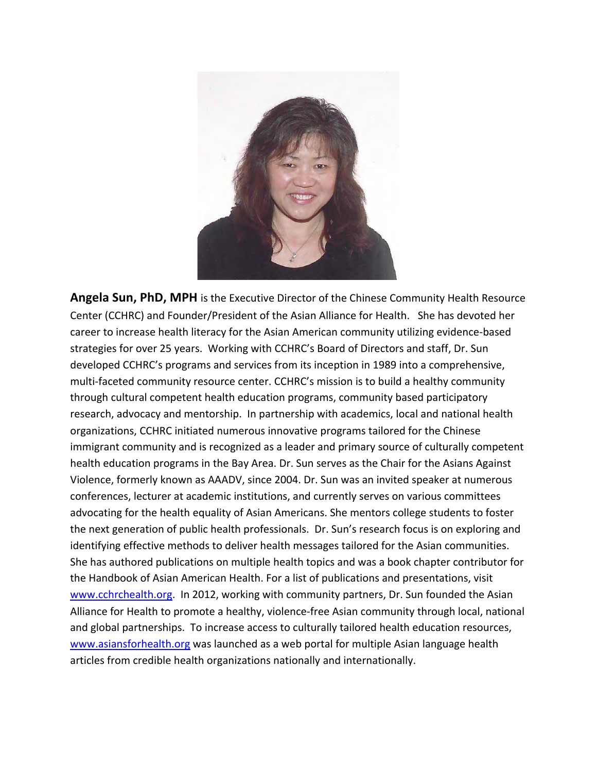**Angela Sun, PhD, MPH** is the Executive Director of the Chinese Community Health Resource Center (CCHRC) and Founder/President of the Asian Alliance for Health. She has devoted her career to increase health literacy for the Asian American community utilizing evidence-based strategies for over 25 years. Working with CCHRC's Board of Directors and staff, Dr. Sun developed CCHRC's programs and services from its inception in 1989 into a comprehensive, multi-faceted community resource center. CCHRC's mission is to build a healthy community through cultural competent health education programs, community based participatory research, advocacy and mentorship. In partnership with academics, local and national health organizations, CCHRC initiated numerous innovative programs tailored for the Chinese immigrant community and is recognized as a leader and primary source of culturally competent health education programs in the Bay Area. Dr. Sun serves as the Chair for the Asians Against Violence, formerly known as AAADV, since 2004. Dr. Sun was an invited speaker at numerous conferences, lecturer at academic institutions, and currently serves on various committees advocating for the health equality of Asian Americans. She mentors college students to foster the next generation of public health professionals. Dr. Sun's research focus is on exploring and identifying effective methods to deliver health messages tailored for the Asian communities. She has authored publications on multiple health topics and was a book chapter contributor for the Handbook of Asian American Health. For a list of publications and presentations, visit [www.cchrchealth.org](http://www.cchrchealth.org). In 2012, working with community partners, Dr. Sun founded the Asian Alliance for Health to promote a healthy, violence-free Asian community through local, national and global partnerships. To increase access to culturally tailored health education resources, [www.asiansforhealth.org](http://www.asiansforhealth.org) was launched as a web portal for multiple Asian language health articles from credible health organizations nationally and internationally.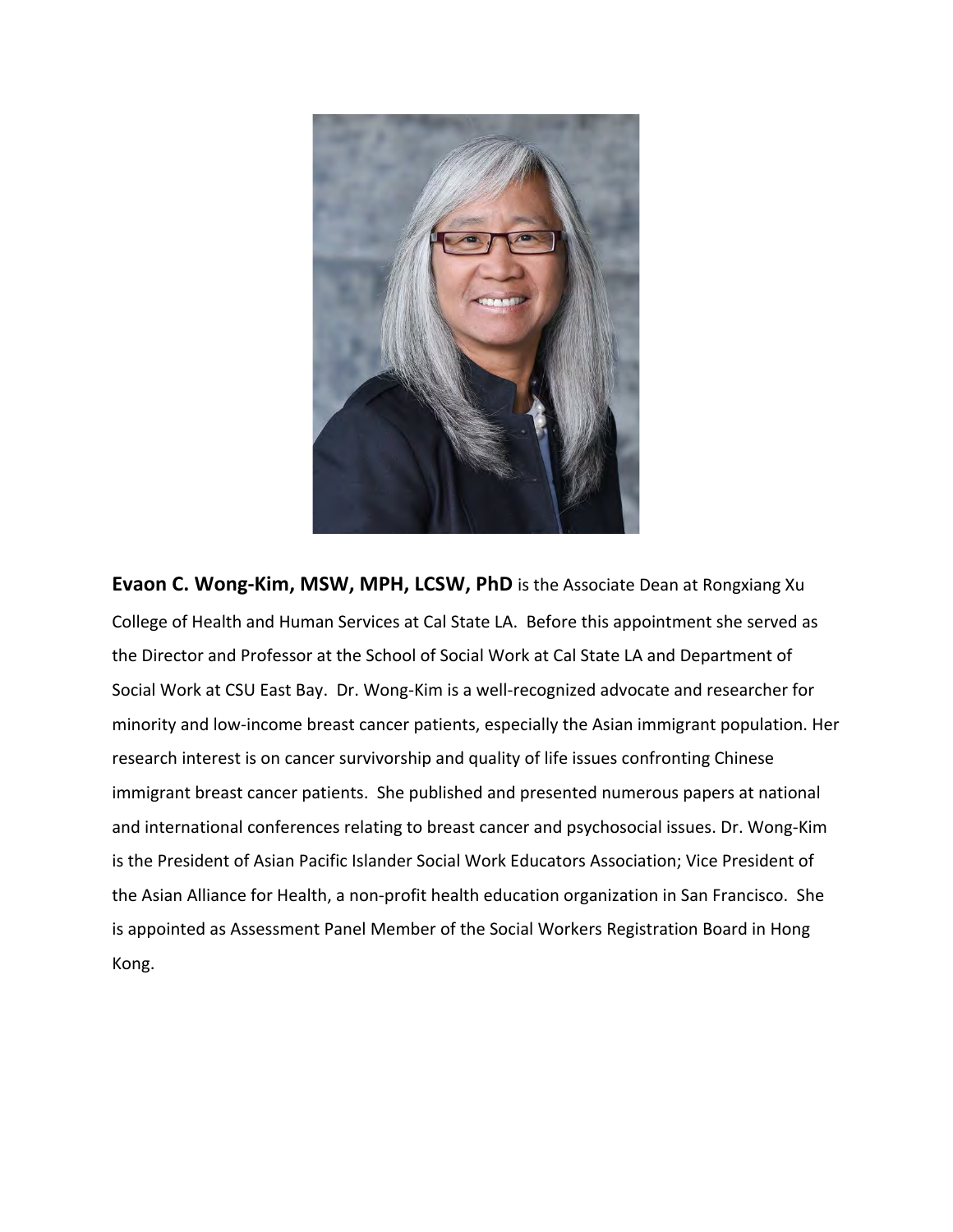**Evaon C. Wong-Kim, MSW, MPH, LCSW, PhD** is the Associate Dean at Rongxiang Xu College of Health and Human Services at Cal State LA. Before this appointment she served as the Director and Professor at the School of Social Work at Cal State LA and Department of Social Work at CSU East Bay. Dr. Wong-Kim is a well-recognized advocate and researcher for minority and low-income breast cancer patients, especially the Asian immigrant population. Her research interest is on cancer survivorship and quality of life issues confronting Chinese immigrant breast cancer patients. She published and presented numerous papers at national and international conferences relating to breast cancer and psychosocial issues. Dr. Wong-Kim is the President of Asian Pacific Islander Social Work Educators Association; Vice President of the Asian Alliance for Health, a non-profit health education organization in San Francisco. She is appointed as Assessment Panel Member of the Social Workers Registration Board in Hong Kong.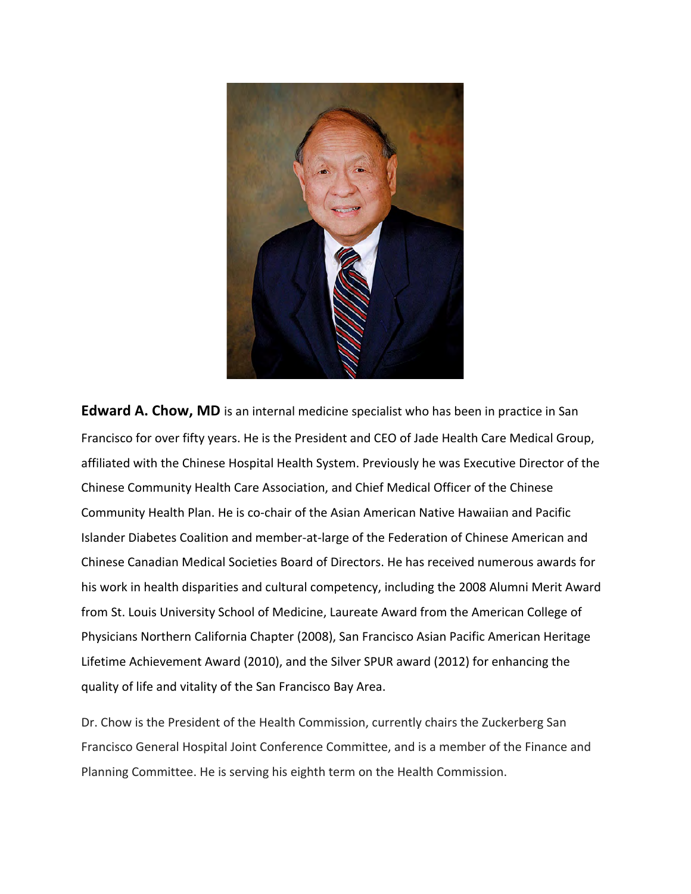**Edward A. Chow, MD** is an internal medicine specialist who has been in practice in San Francisco for over fifty years. He is the President and CEO of Jade Health Care Medical Group, affiliated with the Chinese Hospital Health System. Previously he was Executive Director of the Chinese Community Health Care Association, and Chief Medical Officer of the Chinese Community Health Plan. He is co-chair of the Asian American Native Hawaiian and Pacific Islander Diabetes Coalition and member-at-large of the Federation of Chinese American and Chinese Canadian Medical Societies Board of Directors. He has received numerous awards for his work in health disparities and cultural competency, including the 2008 Alumni Merit Award from St. Louis University School of Medicine, Laureate Award from the American College of Physicians Northern California Chapter (2008), San Francisco Asian Pacific American Heritage Lifetime Achievement Award (2010), and the Silver SPUR award (2012) for enhancing the quality of life and vitality of the San Francisco Bay Area.

Dr. Chow is the President of the Health Commission, currently chairs the Zuckerberg San Francisco General Hospital Joint Conference Committee, and is a member of the Finance and Planning Committee. He is serving his eighth term on the Health Commission.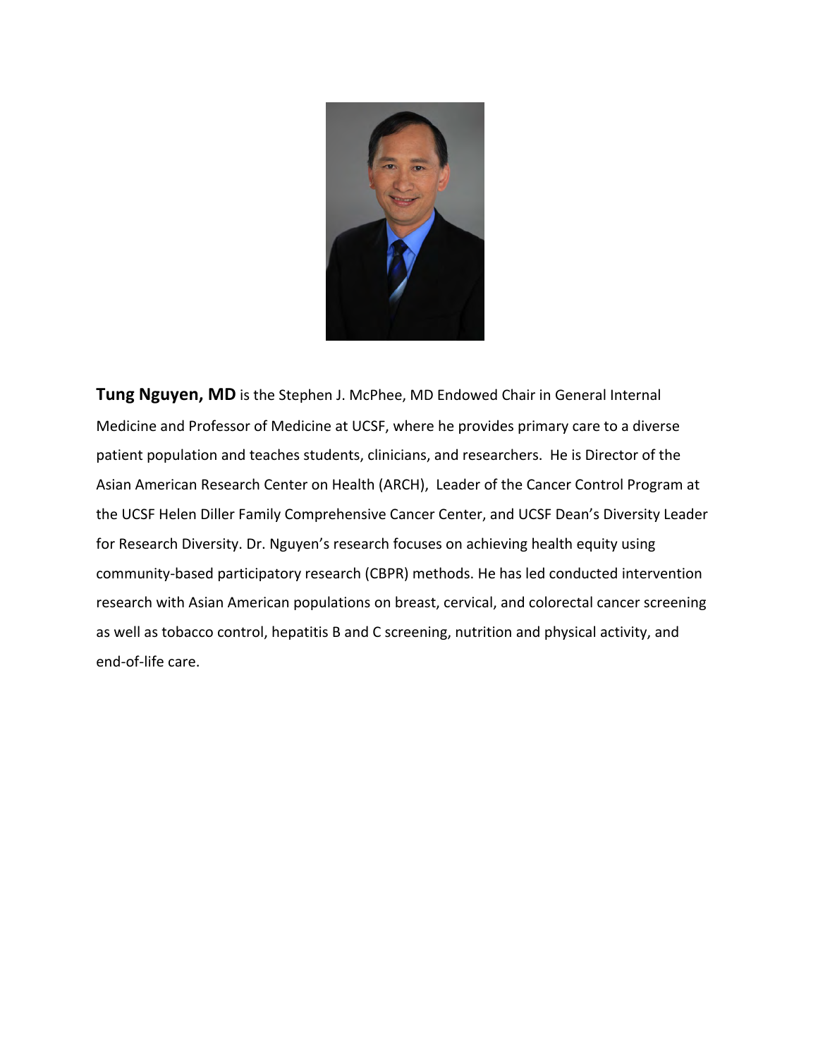**Tung Nguyen, MD** is the Stephen J. McPhee, MD Endowed Chair in General Internal Medicine and Professor of Medicine at UCSF, where he provides primary care to a diverse patient population and teaches students, clinicians, and researchers. He is Director of the Asian American Research Center on Health (ARCH), Leader of the Cancer Control Program at the UCSF Helen Diller Family Comprehensive Cancer Center, and UCSF Dean's Diversity Leader for Research Diversity. Dr. Nguyen's research focuses on achieving health equity using community-based participatory research (CBPR) methods. He has led conducted intervention research with Asian American populations on breast, cervical, and colorectal cancer screening as well as tobacco control, hepatitis B and C screening, nutrition and physical activity, and end-of-life care.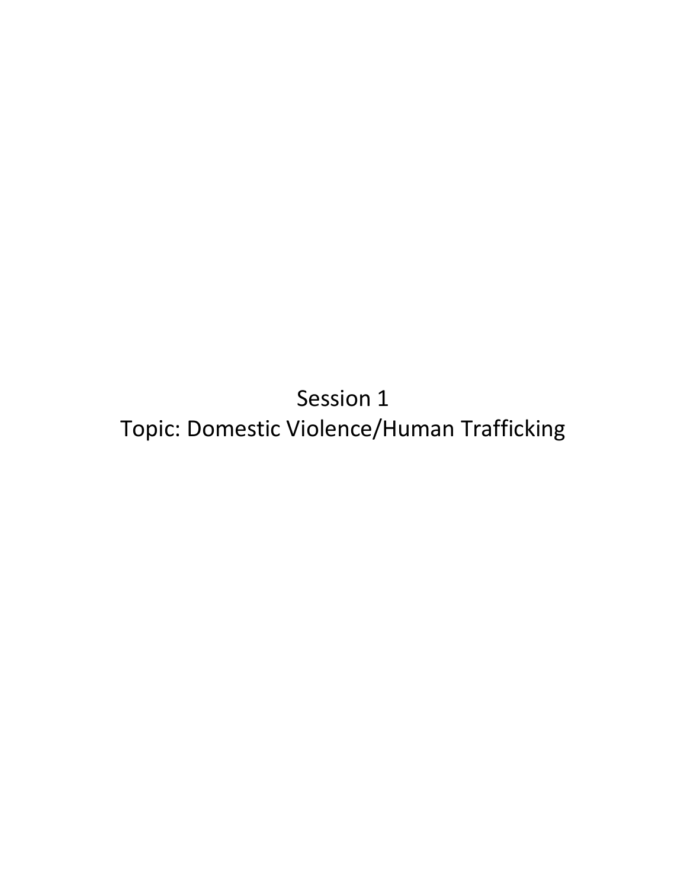# Session 1

## Topic: Domestic Violence/Human Trafficking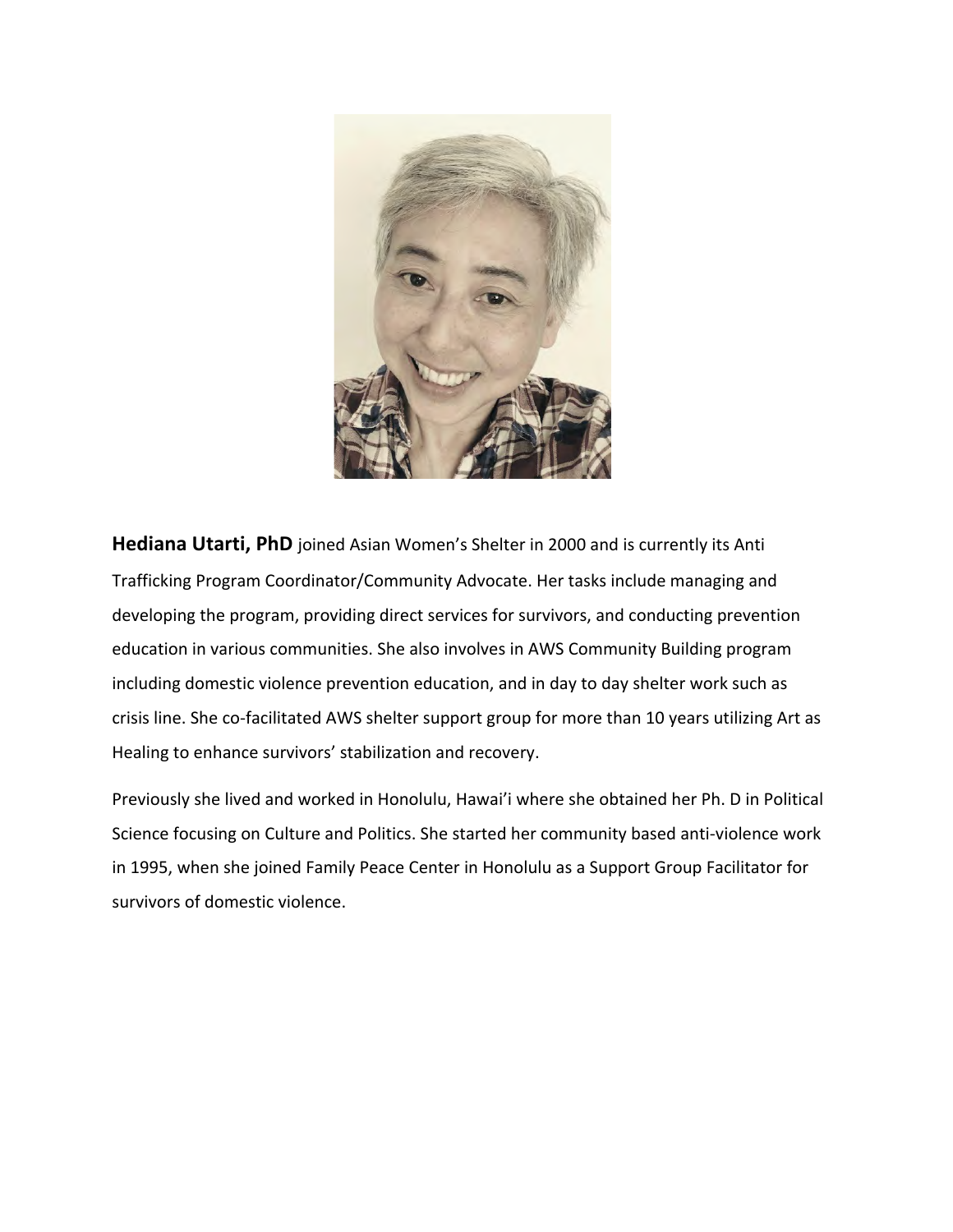**Hediana Utarti, PhD** joined Asian Women's Shelter in 2000 and is currently its Anti Trafficking Program Coordinator/Community Advocate. Her tasks include managing and developing the program, providing direct services for survivors, and conducting prevention education in various communities. She also involves in AWS Community Building program including domestic violence prevention education, and in day to day shelter work such as crisis line. She co-facilitated AWS shelter support group for more than 10 years utilizing Art as Healing to enhance survivors' stabilization and recovery.

Previously she lived and worked in Honolulu, Hawai'i where she obtained her Ph. D in Political Science focusing on Culture and Politics. She started her community based anti-violence work in 1995, when she joined Family Peace Center in Honolulu as a Support Group Facilitator for survivors of domestic violence.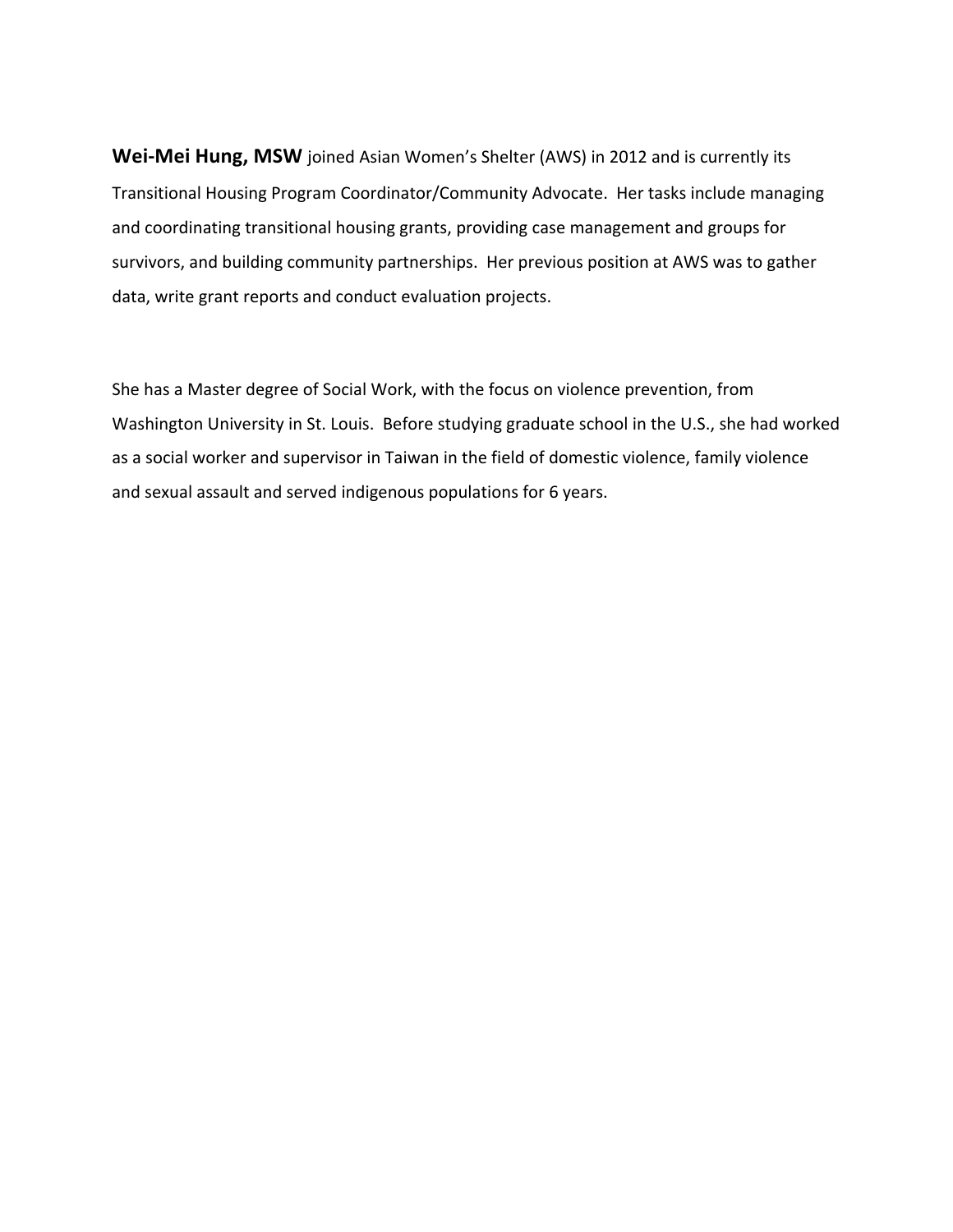**Wei-Mei Hung, MSW** joined Asian Women's Shelter (AWS) in 2012 and is currently its Transitional Housing Program Coordinator/Community Advocate. Her tasks include managing and coordinating transitional housing grants, providing case management and groups for survivors, and building community partnerships. Her previous position at AWS was to gather data, write grant reports and conduct evaluation projects.

She has a Master degree of Social Work, with the focus on violence prevention, from Washington University in St. Louis. Before studying graduate school in the U.S., she had worked as a social worker and supervisor in Taiwan in the field of domestic violence, family violence and sexual assault and served indigenous populations for 6 years.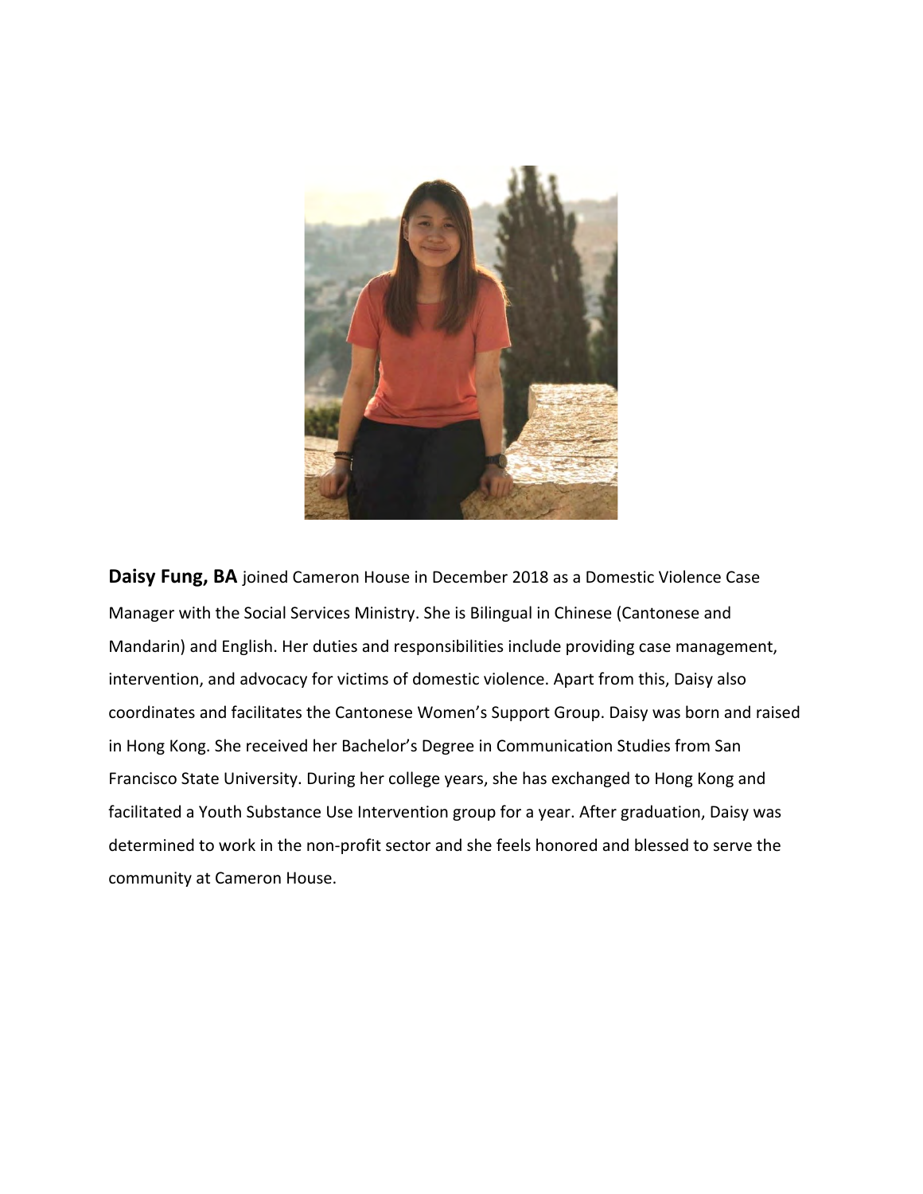**Daisy Fung, BA** joined Cameron House in December 2018 as a Domestic Violence Case Manager with the Social Services Ministry. She is Bilingual in Chinese (Cantonese and Mandarin) and English. Her duties and responsibilities include providing case management, intervention, and advocacy for victims of domestic violence. Apart from this, Daisy also coordinates and facilitates the Cantonese Women's Support Group. Daisy was born and raised in Hong Kong. She received her Bachelor's Degree in Communication Studies from San Francisco State University. During her college years, she has exchanged to Hong Kong and facilitated a Youth Substance Use Intervention group for a year. After graduation, Daisy was determined to work in the non-profit sector and she feels honored and blessed to serve the community at Cameron House.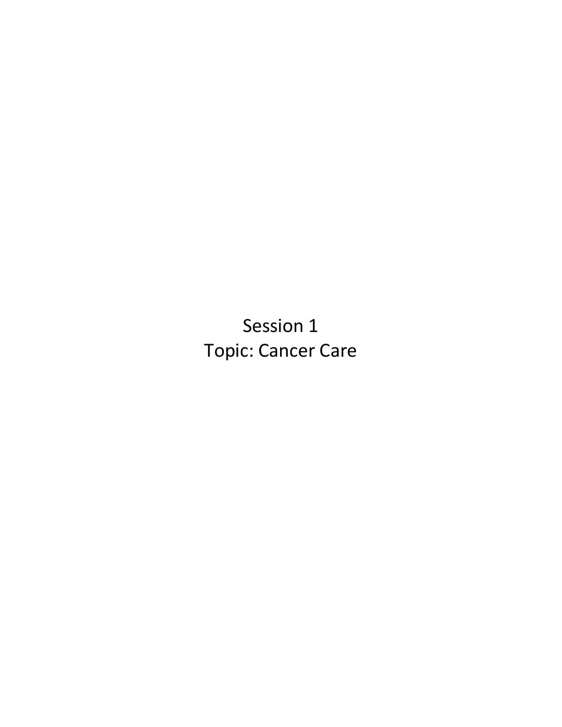# Session 1

## Topic: Cancer Care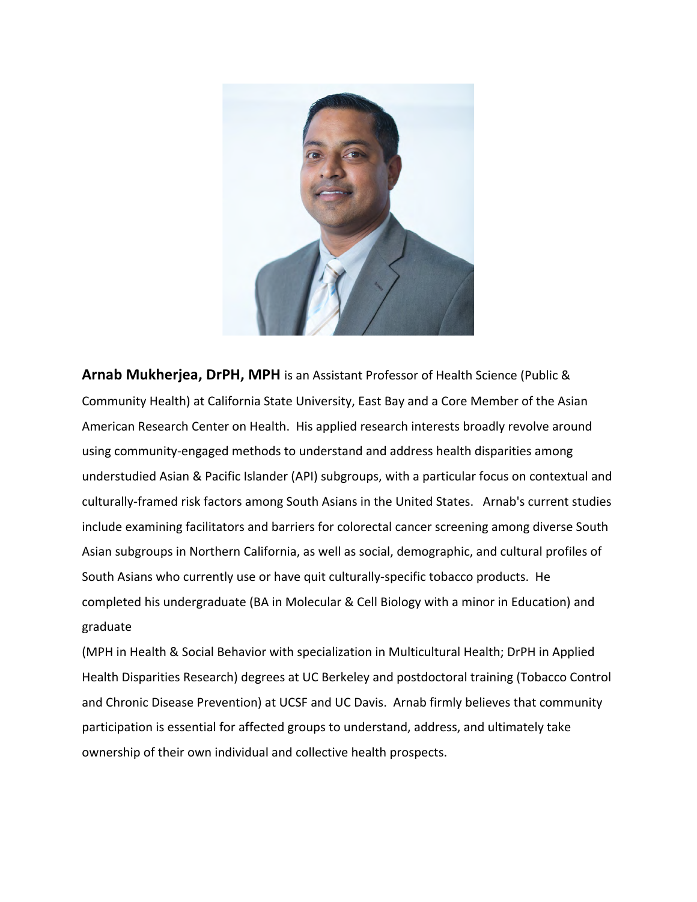**Arnab Mukherjea, DrPH, MPH** is an Assistant Professor of Health Science (Public & Community Health) at California State University, East Bay and a Core Member of the Asian American Research Center on Health. His applied research interests broadly revolve around using community-engaged methods to understand and address health disparities among understudied Asian & Pacific Islander (API) subgroups, with a particular focus on contextual and culturally-framed risk factors among South Asians in the United States. Arnab's current studies include examining facilitators and barriers for colorectal cancer screening among diverse South Asian subgroups in Northern California, as well as social, demographic, and cultural profiles of South Asians who currently use or have quit culturally-specific tobacco products. He completed his undergraduate (BA in Molecular & Cell Biology with a minor in Education) and graduate (MPH in Health & Social Behavior with specialization in Multicultural Health; DrPH in Applied Health Disparities Research) degrees at UC Berkeley and postdoctoral training (Tobacco Control and Chronic Disease Prevention) at UCSF and UC Davis. Arnab firmly believes that community participation is essential for affected groups to understand, address, and ultimately take ownership of their own individual and collective health prospects.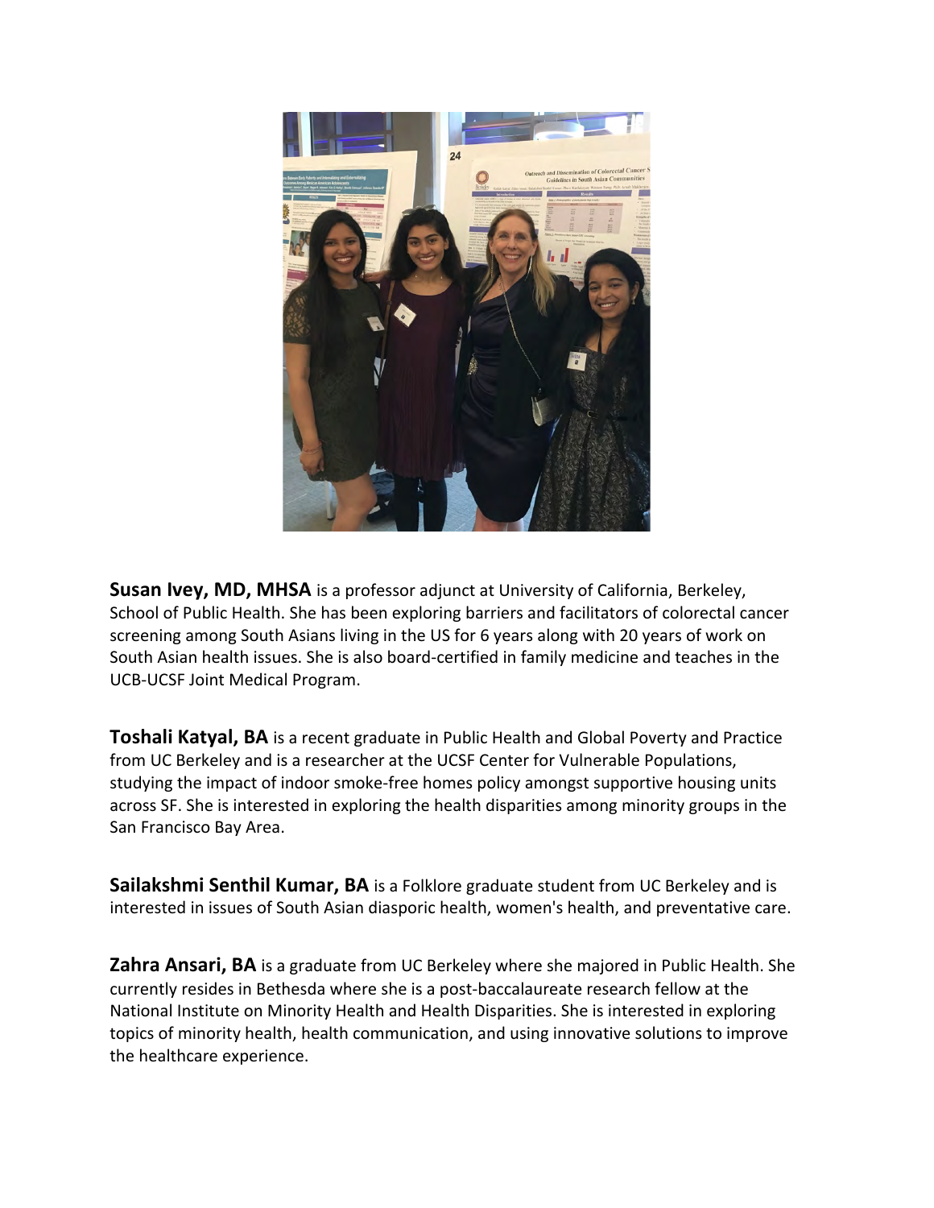**Susan Ivey, MD, MHSA** is a professor adjunct at University of California, Berkeley, School of Public Health. She has been exploring barriers and facilitators of colorectal cancer screening among South Asians living in the US for 6 years along with 20 years of work on South Asian health issues. She is also board-certified in family medicine and teaches in the UCB-UCSF Joint Medical Program.

**Toshali Katyal, BA** is a recent graduate in Public Health and Global Poverty and Practice from UC Berkeley and is a researcher at the UCSF Center for Vulnerable Populations, studying the impact of indoor smoke-free homes policy amongst supportive housing units across SF. She is interested in exploring the health disparities among minority groups in the San Francisco Bay Area.

**Sailakshmi Senthil Kumar, BA** is a Folklore graduate student from UC Berkeley and is interested in issues of South Asian diasporic health, women's health, and preventative care.

**Zahra Ansari, BA** is a graduate from UC Berkeley where she majored in Public Health. She currently resides in Bethesda where she is a post-baccalaureate research fellow at the National Institute on Minority Health and Health Disparities. She is interested in exploring topics of minority health, health communication, and using innovative solutions to improve the healthcare experience.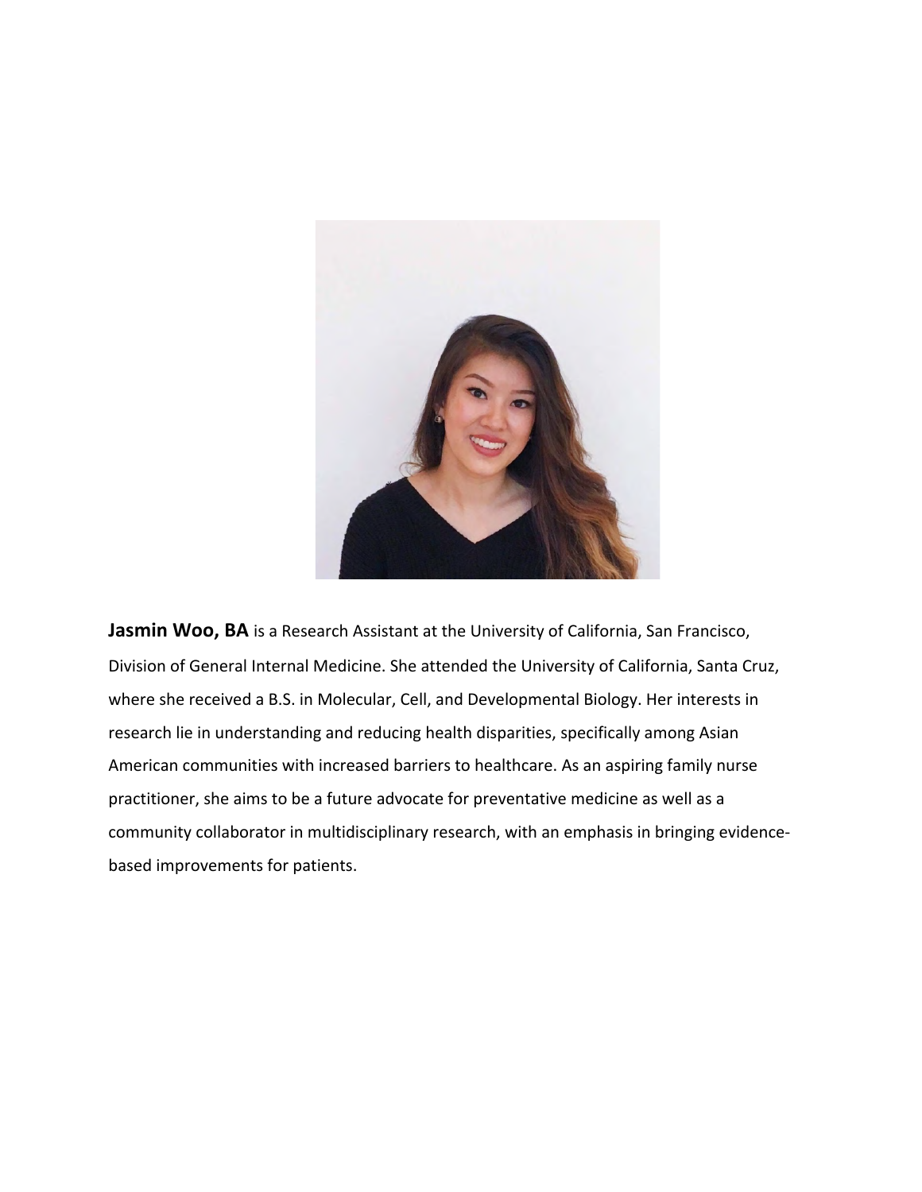**Jasmin Woo, BA** is a Research Assistant at the University of California, San Francisco, Division of General Internal Medicine. She attended the University of California, Santa Cruz, where she received a B.S. in Molecular, Cell, and Developmental Biology. Her interests in research lie in understanding and reducing health disparities, specifically among Asian American communities with increased barriers to healthcare. As an aspiring family nurse practitioner, she aims to be a future advocate for preventative medicine as well as a community collaborator in multidisciplinary research, with an emphasis in bringing evidence-based improvements for patients.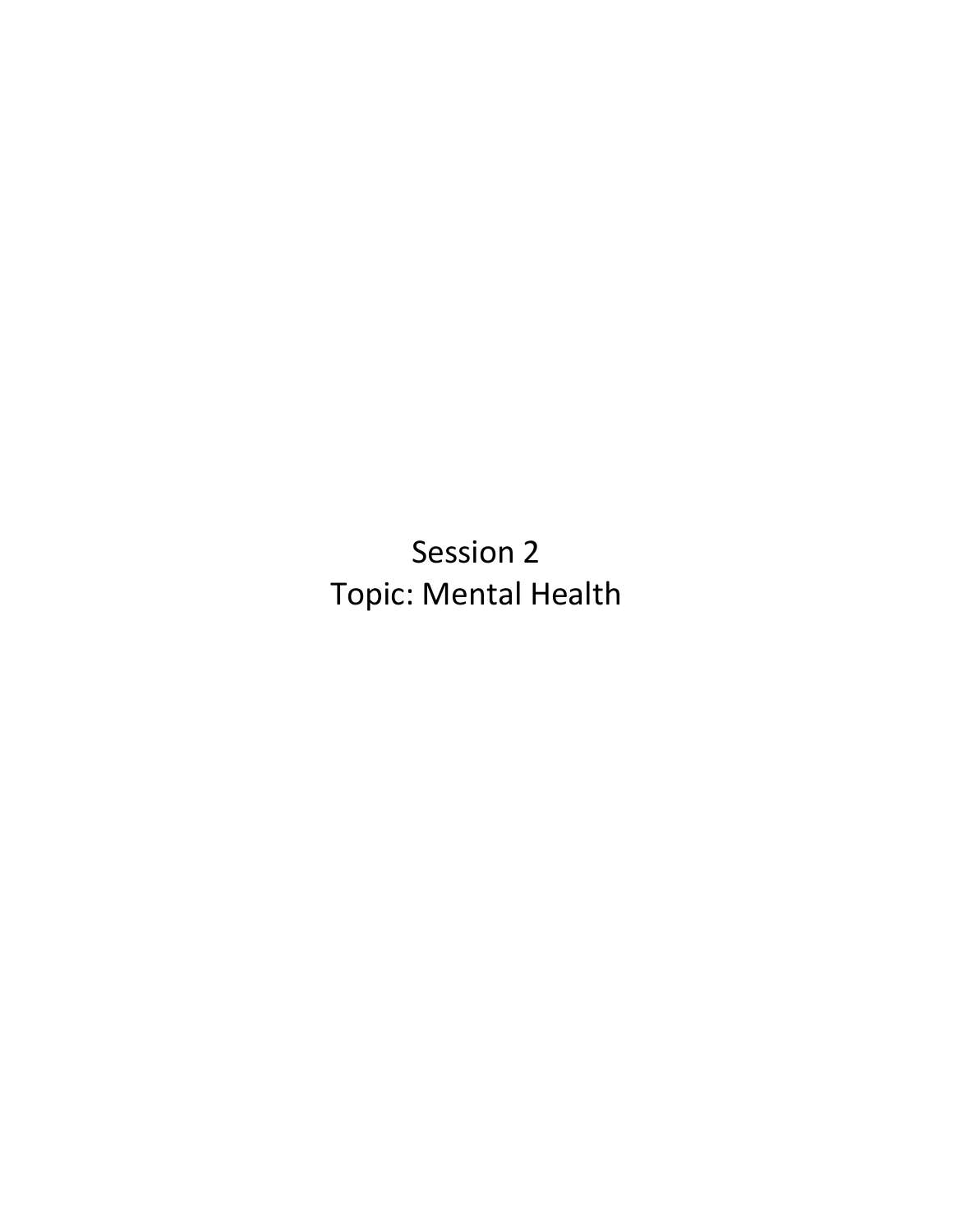# Session 2

# Topic: Mental Health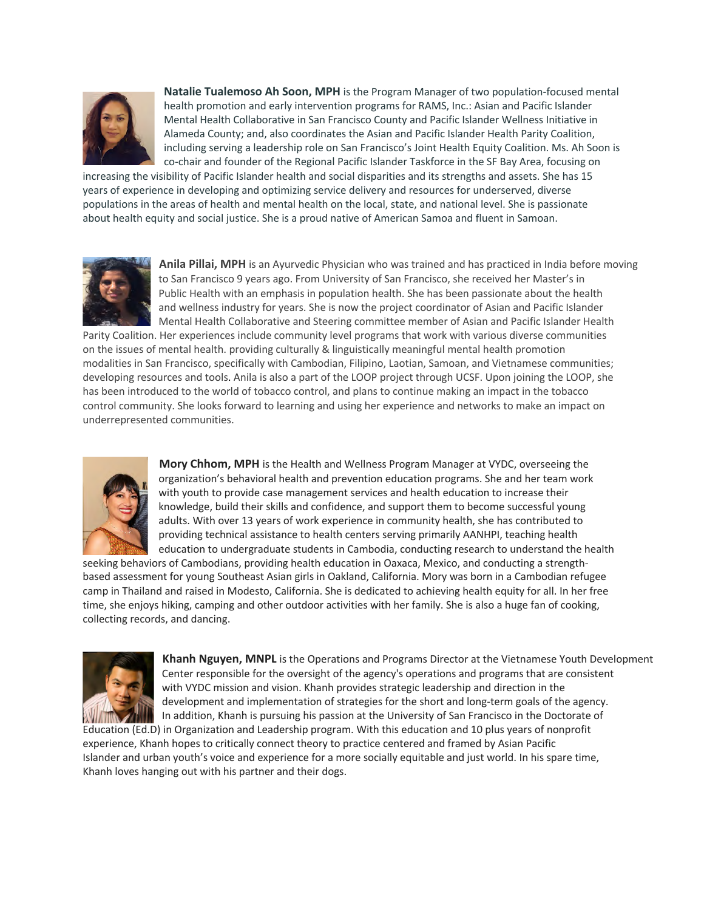**Natalie Tualemoso Ah Soon, MPH** is the Program Manager of two population-focused mental health promotion and early intervention programs for RAMS, Inc.: Asian and Pacific Islander Mental Health Collaborative in San Francisco County and Pacific Islander Wellness Initiative in Alameda County; and, also coordinates the Asian and Pacific Islander Health Parity Coalition, including serving a leadership role on San Francisco's Joint Health Equity Coalition. Ms. Ah Soon is co-chair and founder of the Regional Pacific Islander Taskforce in the SF Bay Area, focusing on increasing the visibility of Pacific Islander health and social disparities and its strengths and assets. She has 15 years of experience in developing and optimizing service delivery and resources for underserved, diverse populations in the areas of health and mental health on the local, state, and national level. She is passionate about health equity and social justice. She is a proud native of American Samoa and fluent in Samoan.

**Anila Pillai, MPH** is an Ayurvedic Physician who was trained and has practiced in India before moving to San Francisco 9 years ago. From University of San Francisco, she received her Master's in Public Health with an emphasis in population health. She has been passionate about the health and wellness industry for years. She is now the project coordinator of Asian and Pacific Islander Mental Health Collaborative and Steering committee member of Asian and Pacific Islander Health Parity Coalition. Her experiences include community level programs that work with various diverse communities on the issues of mental health. providing culturally & linguistically meaningful mental health promotion modalities in San Francisco, specifically with Cambodian, Filipino, Laotian, Samoan, and Vietnamese communities; developing resources and tools. Anila is also a part of the LOOP project through UCSF. Upon joining the LOOP, she has been introduced to the world of tobacco control, and plans to continue making an impact in the tobacco control community. She looks forward to learning and using her experience and networks to make an impact on underrepresented communities.

**Mory Chhom, MPH** is the Health and Wellness Program Manager at VYDC, overseeing the organization's behavioral health and prevention education programs. She and her team work with youth to provide case management services and health education to increase their knowledge, build their skills and confidence, and support them to become successful young adults. With over 13 years of work experience in community health, she has contributed to providing technical assistance to health centers serving primarily AANHPI, teaching health education to undergraduate students in Cambodia, conducting research to understand the health seeking behaviors of Cambodians, providing health education in Oaxaca, Mexico, and conducting a strength-based assessment for young Southeast Asian girls in Oakland, California. Mory was born in a Cambodian refugee camp in Thailand and raised in Modesto, California. She is dedicated to achieving health equity for all. In her free time, she enjoys hiking, camping and other outdoor activities with her family. She is also a huge fan of cooking, collecting records, and dancing.

**Khanh Nguyen, MNPL** is the Operations and Programs Director at the Vietnamese Youth Development Center responsible for the oversight of the agency's operations and programs that are consistent with VYDC mission and vision. Khanh provides strategic leadership and direction in the development and implementation of strategies for the short and long-term goals of the agency. In addition, Khanh is pursuing his passion at the University of San Francisco in the Doctorate of Education (Ed.D) in Organization and Leadership program. With this education and 10 plus years of nonprofit experience, Khanh hopes to critically connect theory to practice centered and framed by Asian Pacific Islander and urban youth's voice and experience for a more socially equitable and just world. In his spare time, Khanh loves hanging out with his partner and their dogs.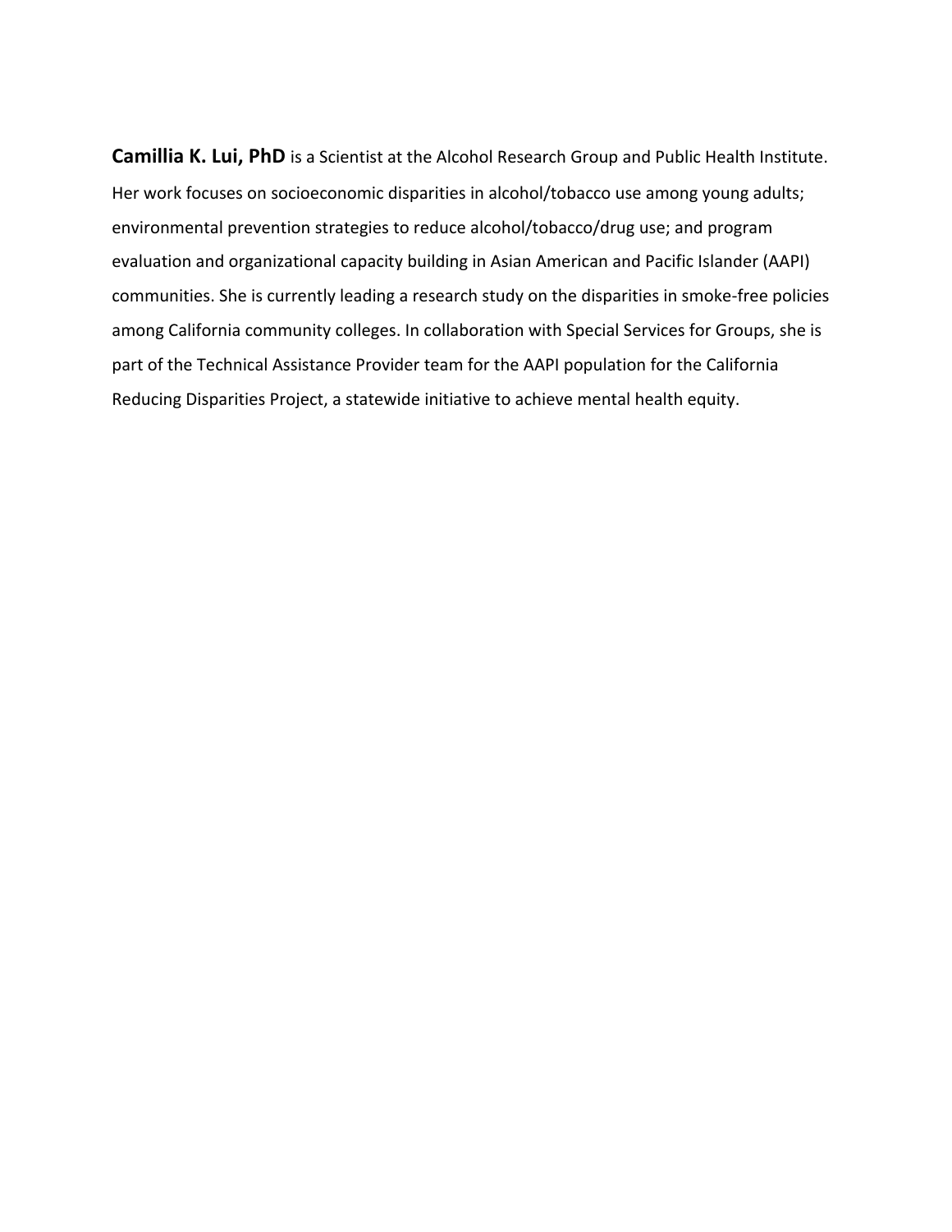**Camillia K. Lui, PhD** is a Scientist at the Alcohol Research Group and Public Health Institute. Her work focuses on socioeconomic disparities in alcohol/tobacco use among young adults; environmental prevention strategies to reduce alcohol/tobacco/drug use; and program evaluation and organizational capacity building in Asian American and Pacific Islander (AAPI) communities. She is currently leading a research study on the disparities in smoke-free policies among California community colleges. In collaboration with Special Services for Groups, she is part of the Technical Assistance Provider team for the AAPI population for the California Reducing Disparities Project, a statewide initiative to achieve mental health equity.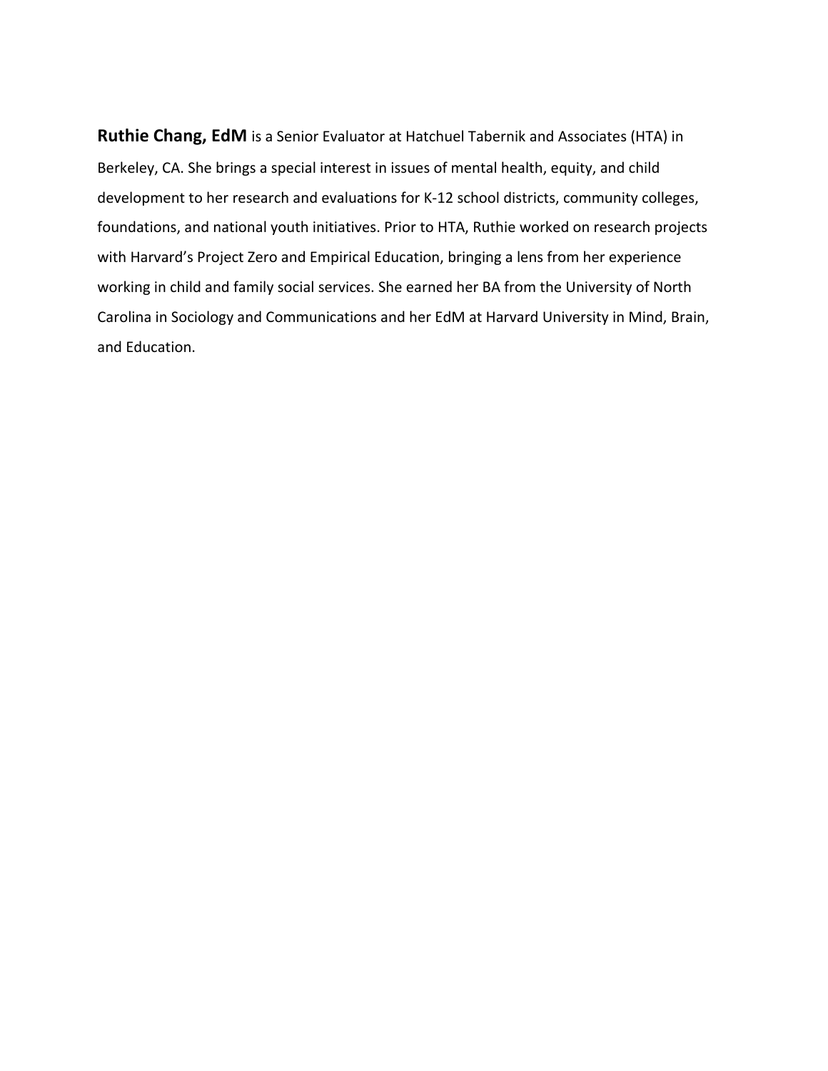**Ruthie Chang, EdM** is a Senior Evaluator at Hatchuel Tabernik and Associates (HTA) in Berkeley, CA. She brings a special interest in issues of mental health, equity, and child development to her research and evaluations for K-12 school districts, community colleges, foundations, and national youth initiatives. Prior to HTA, Ruthie worked on research projects with Harvard's Project Zero and Empirical Education, bringing a lens from her experience working in child and family social services. She earned her BA from the University of North Carolina in Sociology and Communications and her EdM at Harvard University in Mind, Brain, and Education.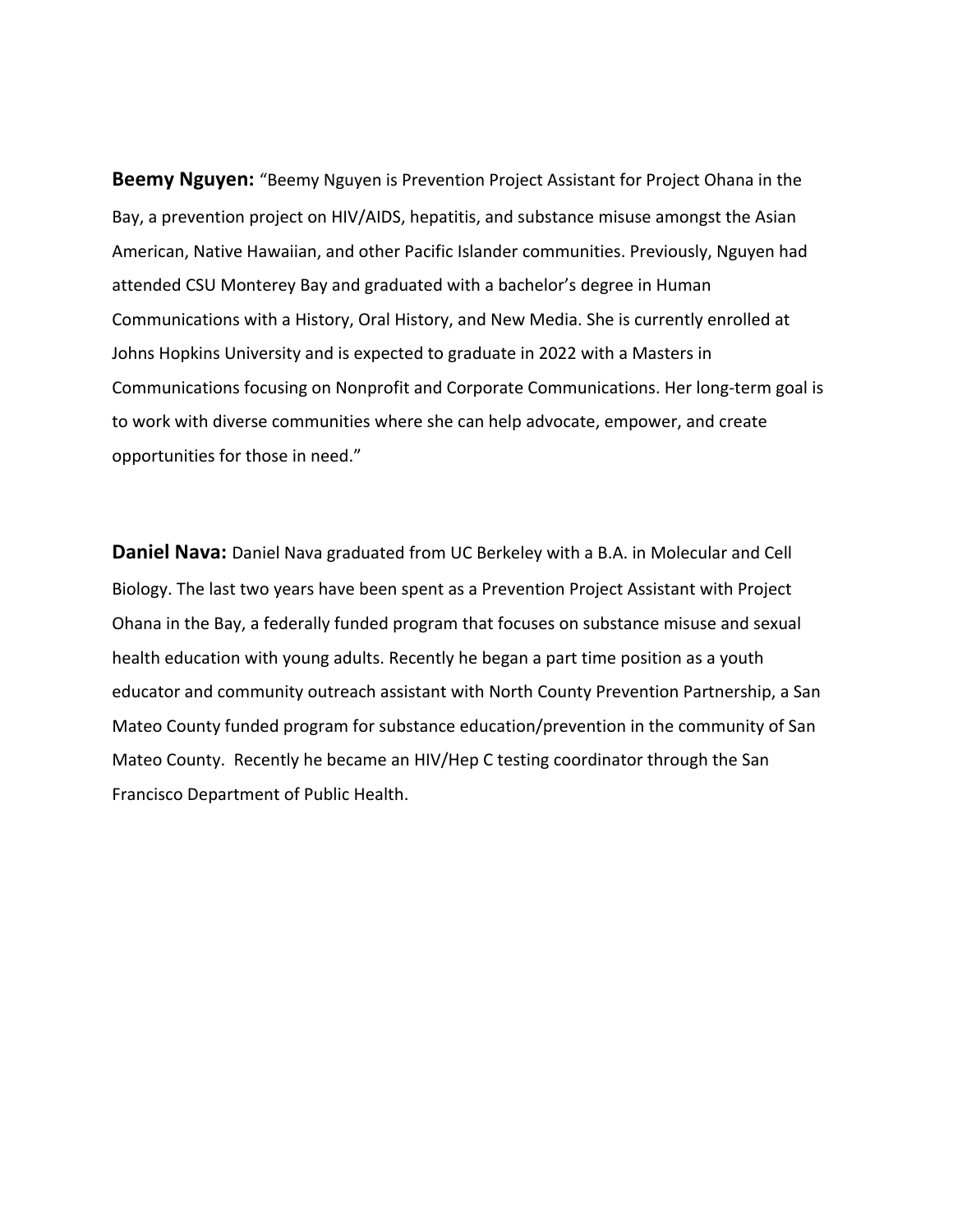**Beemy Nguyen:** “Beemy Nguyen is Prevention Project Assistant for Project Ohana in the Bay, a prevention project on HIV/AIDS, hepatitis, and substance misuse amongst the Asian American, Native Hawaiian, and other Pacific Islander communities. Previously, Nguyen had attended CSU Monterey Bay and graduated with a bachelor’s degree in Human Communications with a History, Oral History, and New Media. She is currently enrolled at Johns Hopkins University and is expected to graduate in 2022 with a Masters in Communications focusing on Nonprofit and Corporate Communications. Her long-term goal is to work with diverse communities where she can help advocate, empower, and create opportunities for those in need.”

**Daniel Nava:** Daniel Nava graduated from UC Berkeley with a B.A. in Molecular and Cell Biology. The last two years have been spent as a Prevention Project Assistant with Project Ohana in the Bay, a federally funded program that focuses on substance misuse and sexual health education with young adults. Recently he began a part time position as a youth educator and community outreach assistant with North County Prevention Partnership, a San Mateo County funded program for substance education/prevention in the community of San Mateo County. Recently he became an HIV/Hep C testing coordinator through the San Francisco Department of Public Health.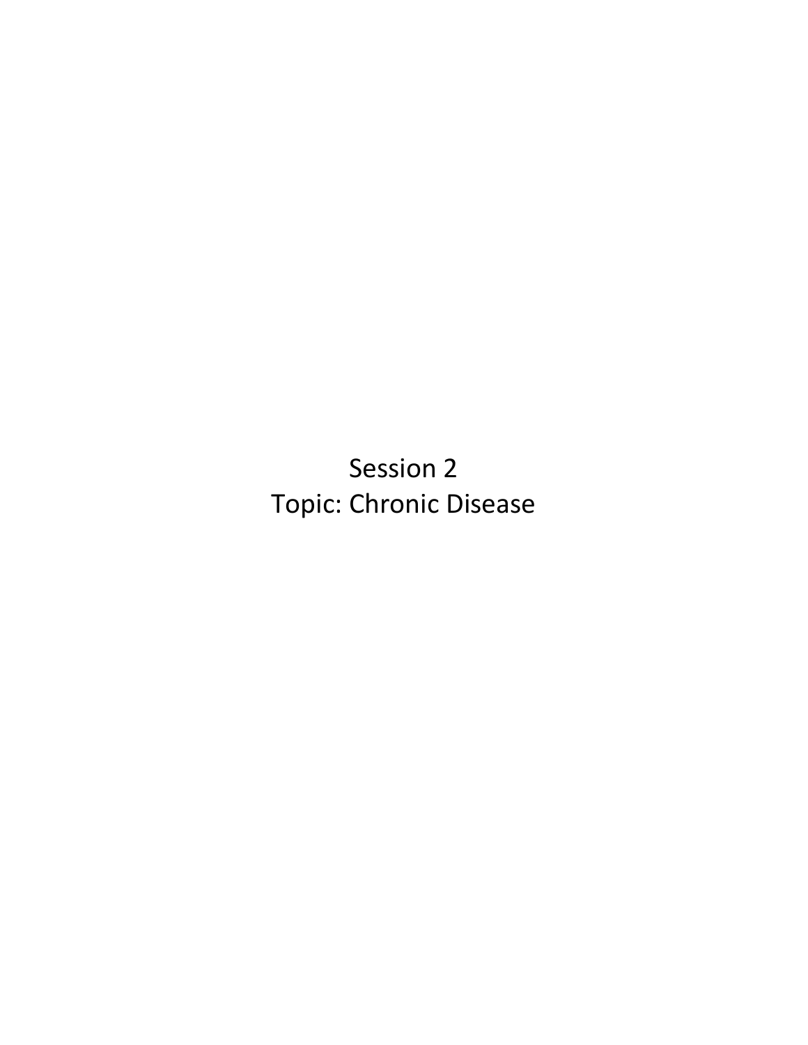Session 2

Topic: Chronic Disease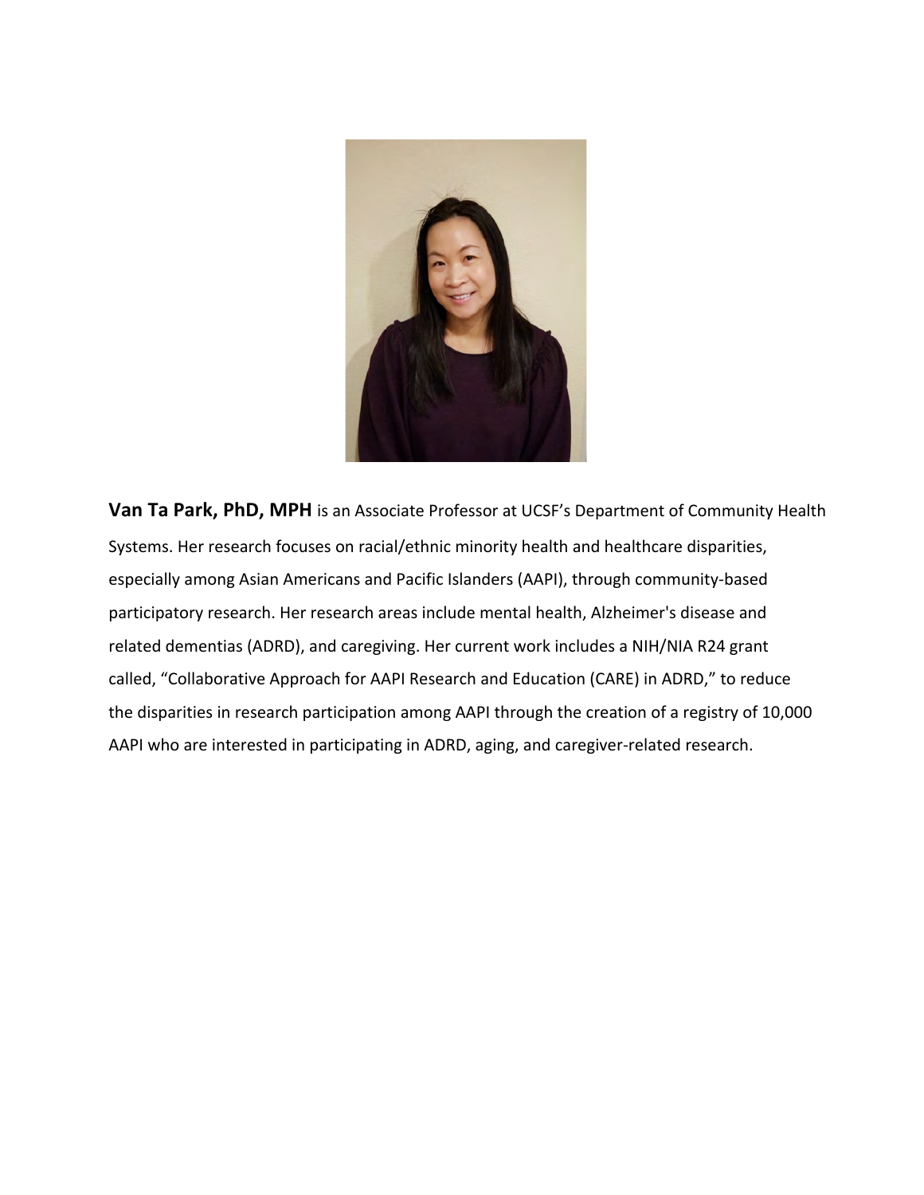**Van Ta Park, PhD, MPH** is an Associate Professor at UCSF's Department of Community Health Systems. Her research focuses on racial/ethnic minority health and healthcare disparities, especially among Asian Americans and Pacific Islanders (AAPI), through community-based participatory research. Her research areas include mental health, Alzheimer's disease and related dementias (ADRD), and caregiving. Her current work includes a NIH/NIA R24 grant called, "Collaborative Approach for AAPI Research and Education (CARE) in ADRD," to reduce the disparities in research participation among AAPI through the creation of a registry of 10,000 AAPI who are interested in participating in ADRD, aging, and caregiver-related research.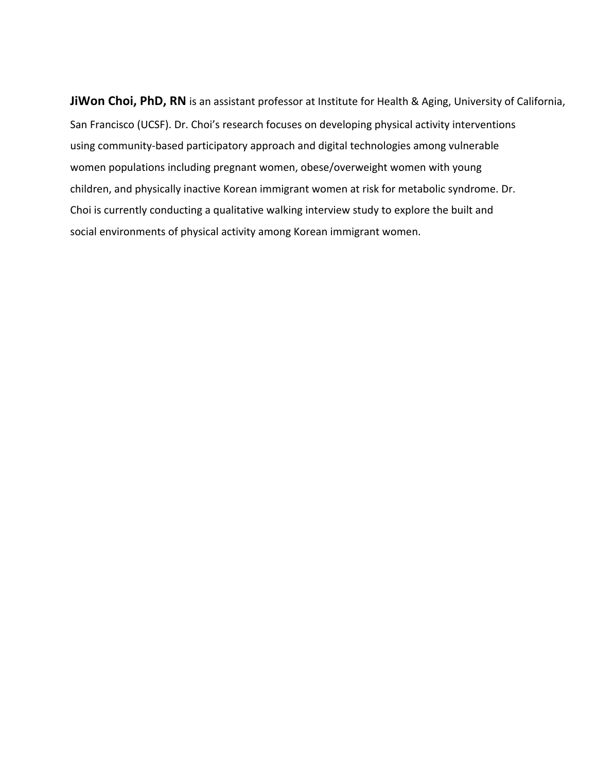**JiWon Choi, PhD, RN** is an assistant professor at Institute for Health & Aging, University of California, San Francisco (UCSF). Dr. Choi's research focuses on developing physical activity interventions using community-based participatory approach and digital technologies among vulnerable women populations including pregnant women, obese/overweight women with young children, and physically inactive Korean immigrant women at risk for metabolic syndrome. Dr. Choi is currently conducting a qualitative walking interview study to explore the built and social environments of physical activity among Korean immigrant women.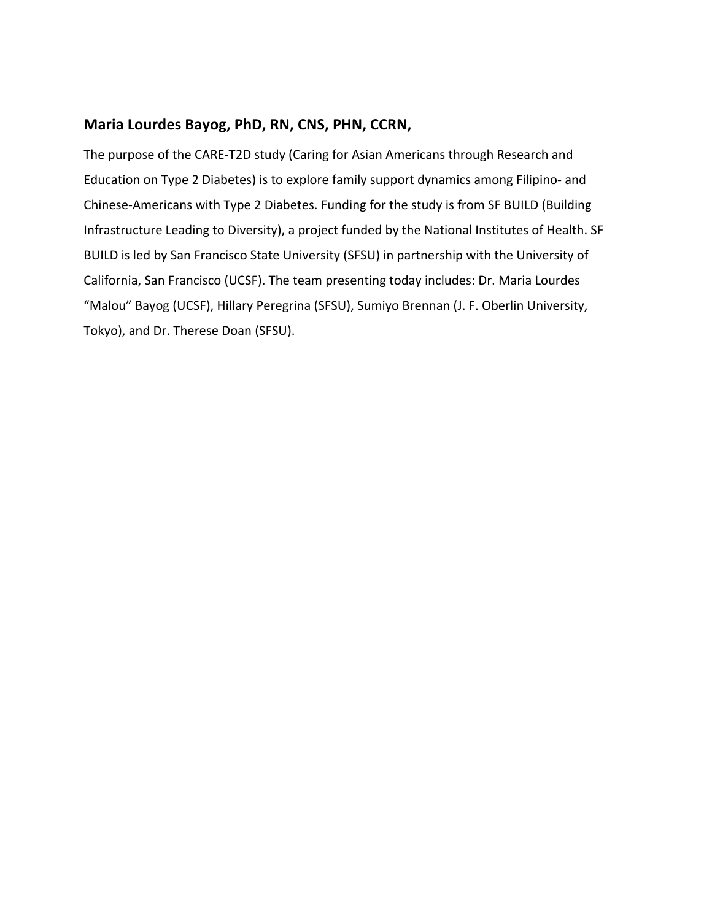### Maria Lourdes Bayog, PhD, RN, CNS, PHN, CCRN,

The purpose of the CARE-T2D study (Caring for Asian Americans through Research and Education on Type 2 Diabetes) is to explore family support dynamics among Filipino- and Chinese-Americans with Type 2 Diabetes. Funding for the study is from SF BUILD (Building Infrastructure Leading to Diversity), a project funded by the National Institutes of Health. SF BUILD is led by San Francisco State University (SFSU) in partnership with the University of California, San Francisco (UCSF). The team presenting today includes: Dr. Maria Lourdes "Malou" Bayog (UCSF), Hillary Peregrina (SFSU), Sumiyo Brennan (J. F. Oberlin University, Tokyo), and Dr. Therese Doan (SFSU).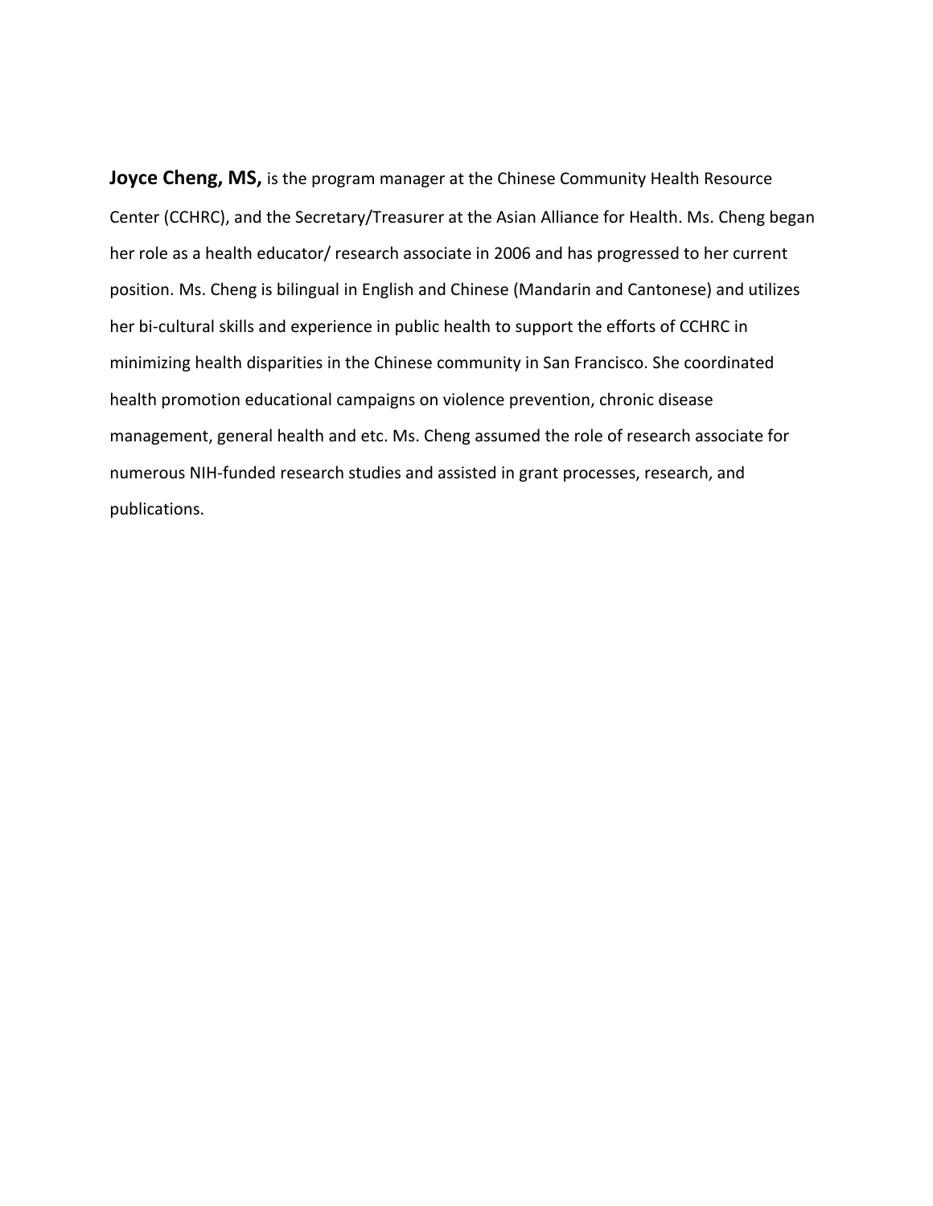**Joyce Cheng, MS,** is the program manager at the Chinese Community Health Resource Center (CCHRC), and the Secretary/Treasurer at the Asian Alliance for Health. Ms. Cheng began her role as a health educator/ research associate in 2006 and has progressed to her current position. Ms. Cheng is bilingual in English and Chinese (Mandarin and Cantonese) and utilizes her bi-cultural skills and experience in public health to support the efforts of CCHRC in minimizing health disparities in the Chinese community in San Francisco. She coordinated health promotion educational campaigns on violence prevention, chronic disease management, general health and etc. Ms. Cheng assumed the role of research associate for numerous NIH-funded research studies and assisted in grant processes, research, and publications.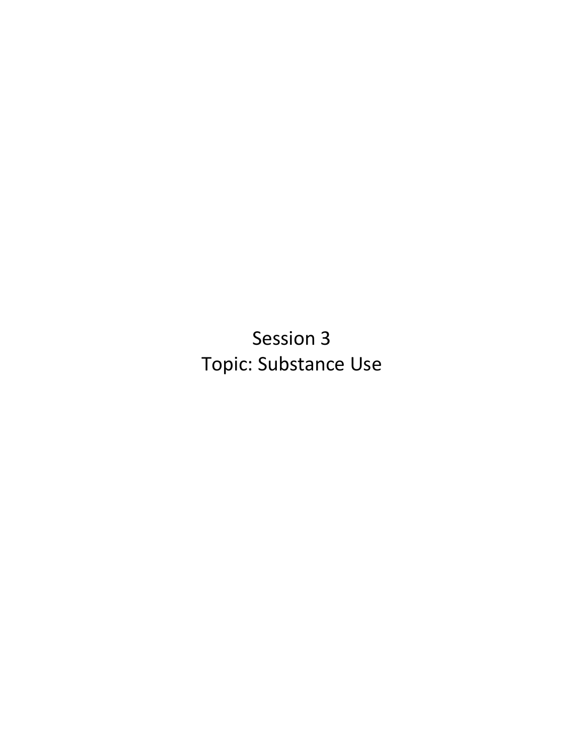# Session 3

# Topic: Substance Use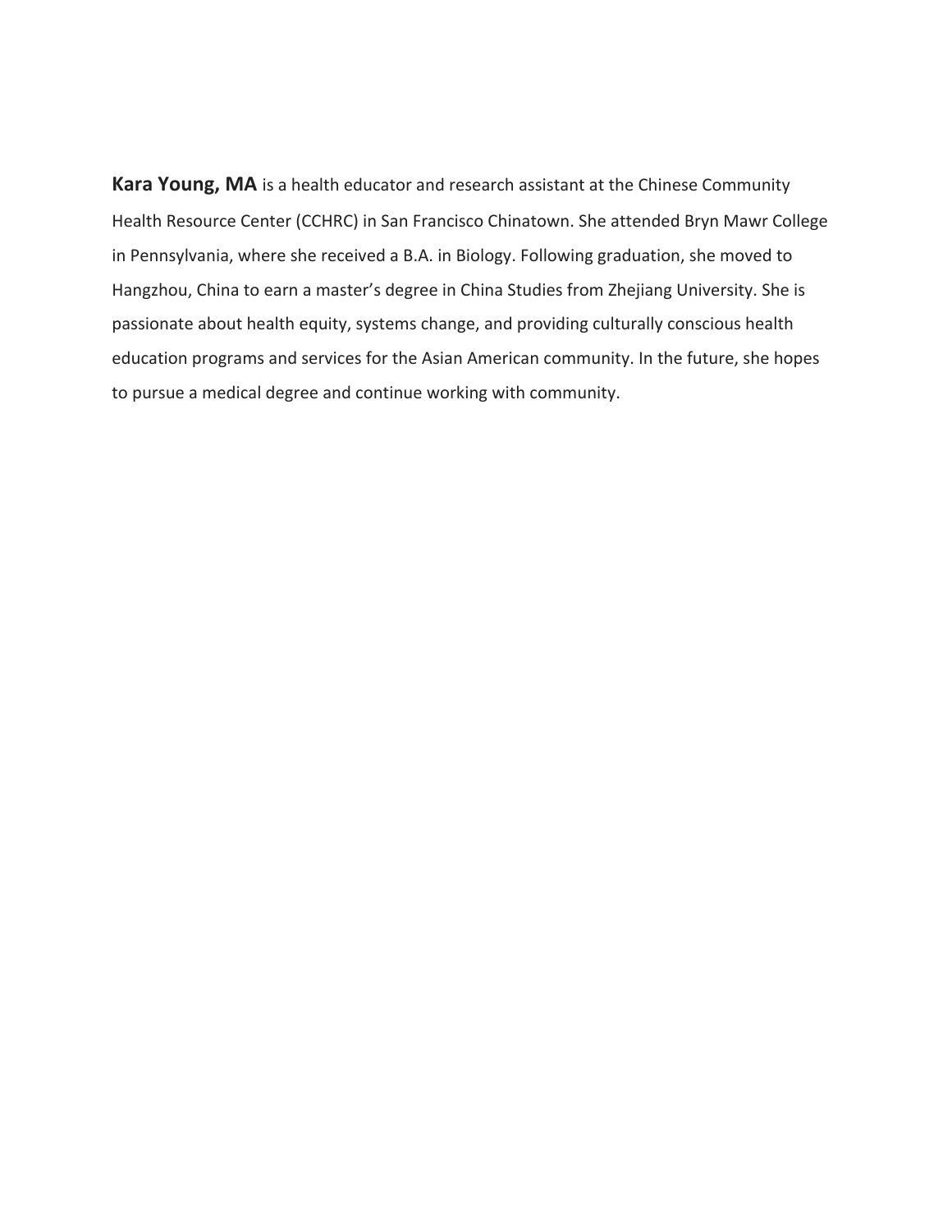**Kara Young, MA** is a health educator and research assistant at the Chinese Community Health Resource Center (CCHRC) in San Francisco Chinatown. She attended Bryn Mawr College in Pennsylvania, where she received a B.A. in Biology. Following graduation, she moved to Hangzhou, China to earn a master's degree in China Studies from Zhejiang University. She is passionate about health equity, systems change, and providing culturally conscious health education programs and services for the Asian American community. In the future, she hopes to pursue a medical degree and continue working with community.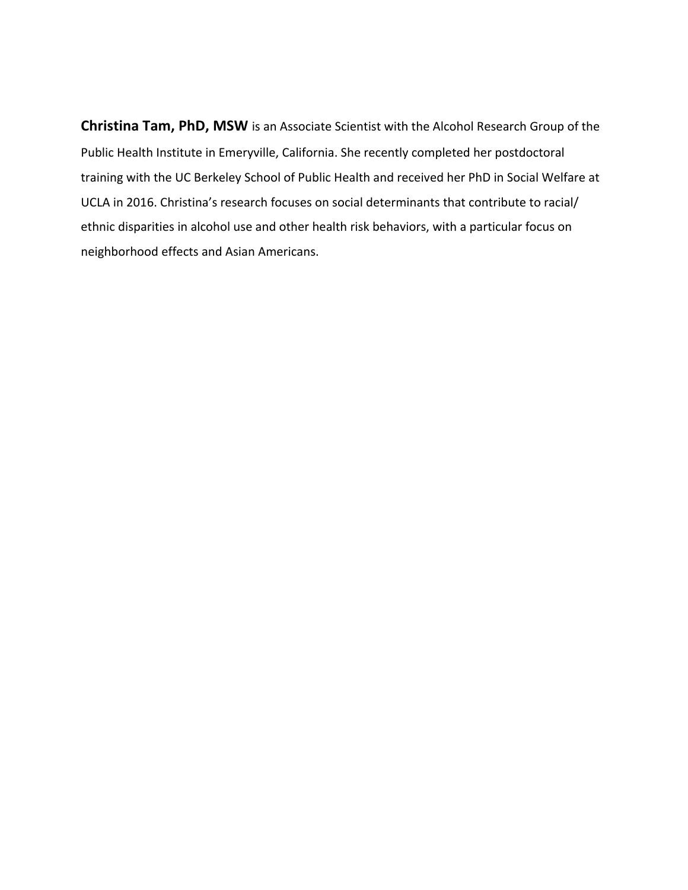**Christina Tam, PhD, MSW** is an Associate Scientist with the Alcohol Research Group of the Public Health Institute in Emeryville, California. She recently completed her postdoctoral training with the UC Berkeley School of Public Health and received her PhD in Social Welfare at UCLA in 2016. Christina's research focuses on social determinants that contribute to racial/ ethnic disparities in alcohol use and other health risk behaviors, with a particular focus on neighborhood effects and Asian Americans.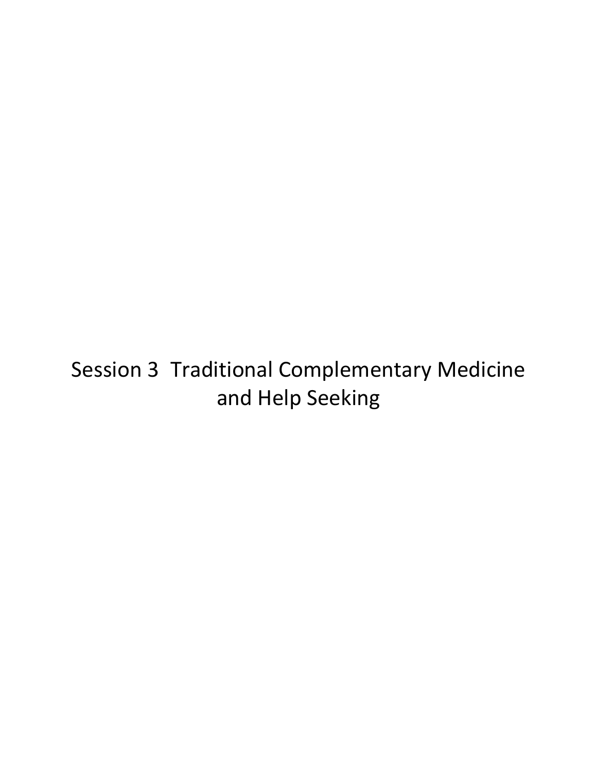# Session 3  Traditional Complementary Medicine and Help Seeking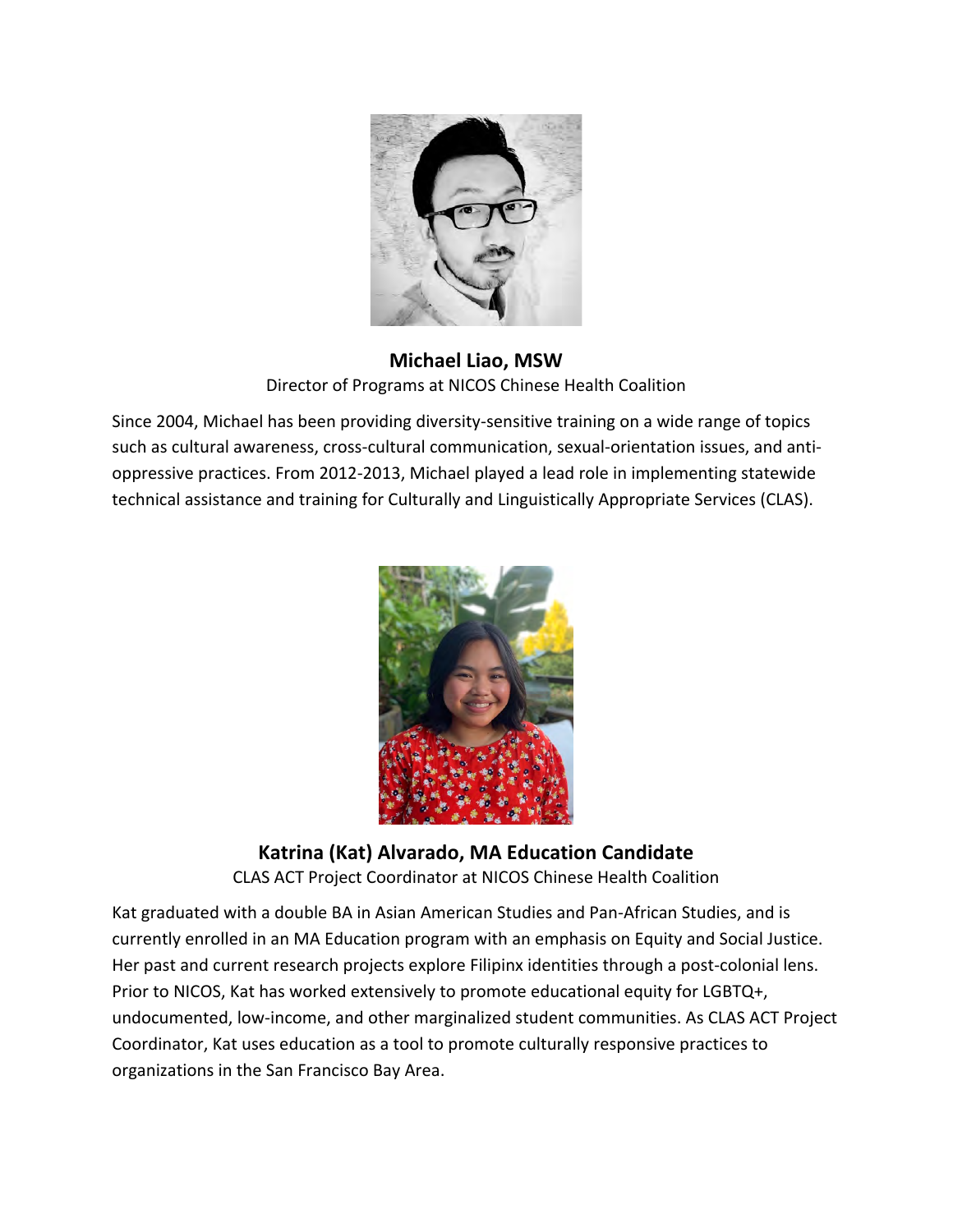**Michael Liao, MSW**
Director of Programs at NICOS Chinese Health Coalition

Since 2004, Michael has been providing diversity-sensitive training on a wide range of topics such as cultural awareness, cross-cultural communication, sexual-orientation issues, and anti-oppressive practices. From 2012-2013, Michael played a lead role in implementing statewide technical assistance and training for Culturally and Linguistically Appropriate Services (CLAS).

**Katrina (Kat) Alvarado, MA Education Candidate**
CLAS ACT Project Coordinator at NICOS Chinese Health Coalition

Kat graduated with a double BA in Asian American Studies and Pan-African Studies, and is currently enrolled in an MA Education program with an emphasis on Equity and Social Justice. Her past and current research projects explore Filipinx identities through a post-colonial lens. Prior to NICOS, Kat has worked extensively to promote educational equity for LGBTQ+, undocumented, low-income, and other marginalized student communities. As CLAS ACT Project Coordinator, Kat uses education as a tool to promote culturally responsive practices to organizations in the San Francisco Bay Area.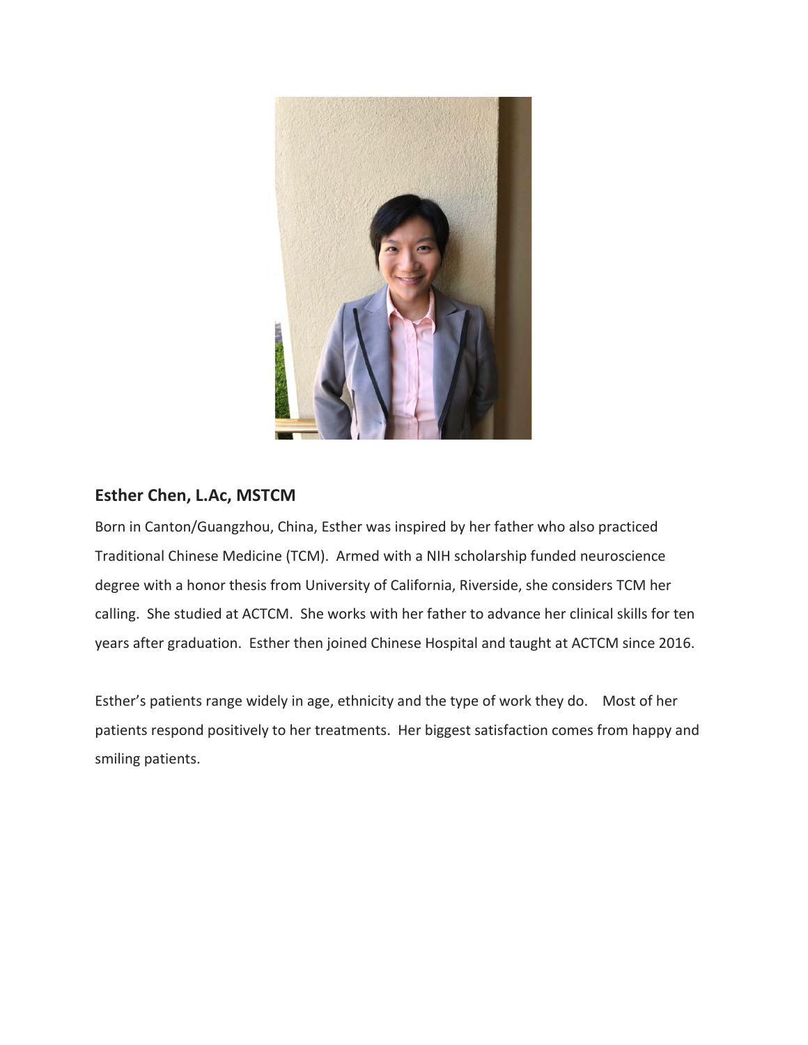### Esther Chen, L.Ac, MSTCM

Born in Canton/Guangzhou, China, Esther was inspired by her father who also practiced Traditional Chinese Medicine (TCM). Armed with a NIH scholarship funded neuroscience degree with a honor thesis from University of California, Riverside, she considers TCM her calling. She studied at ACTCM. She works with her father to advance her clinical skills for ten years after graduation. Esther then joined Chinese Hospital and taught at ACTCM since 2016.

Esther's patients range widely in age, ethnicity and the type of work they do. Most of her patients respond positively to her treatments. Her biggest satisfaction comes from happy and smiling patients.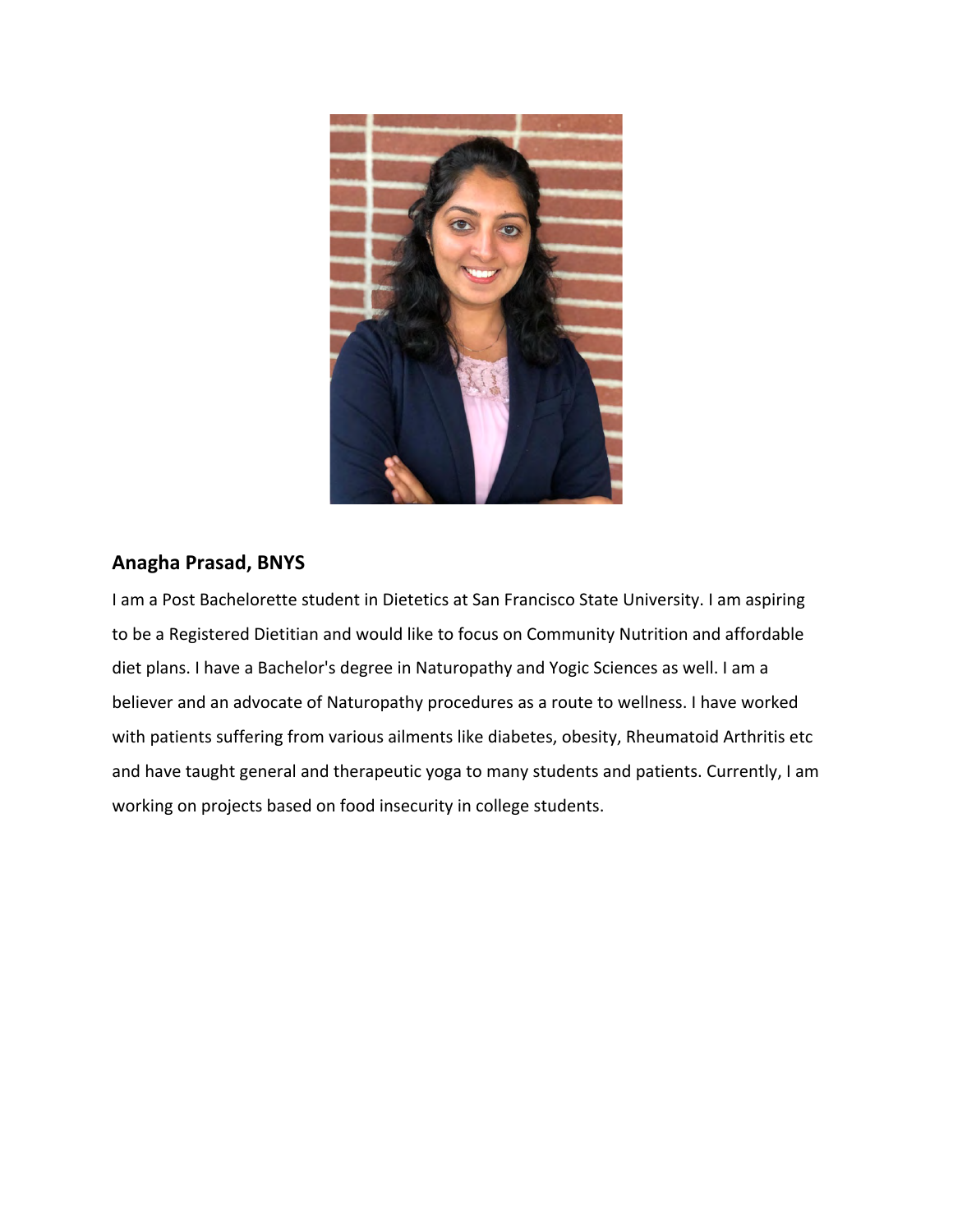### Anagha Prasad, BNYS

I am a Post Bachelorette student in Dietetics at San Francisco State University. I am aspiring to be a Registered Dietitian and would like to focus on Community Nutrition and affordable diet plans. I have a Bachelor's degree in Naturopathy and Yogic Sciences as well. I am a believer and an advocate of Naturopathy procedures as a route to wellness. I have worked with patients suffering from various ailments like diabetes, obesity, Rheumatoid Arthritis etc and have taught general and therapeutic yoga to many students and patients. Currently, I am working on projects based on food insecurity in college students.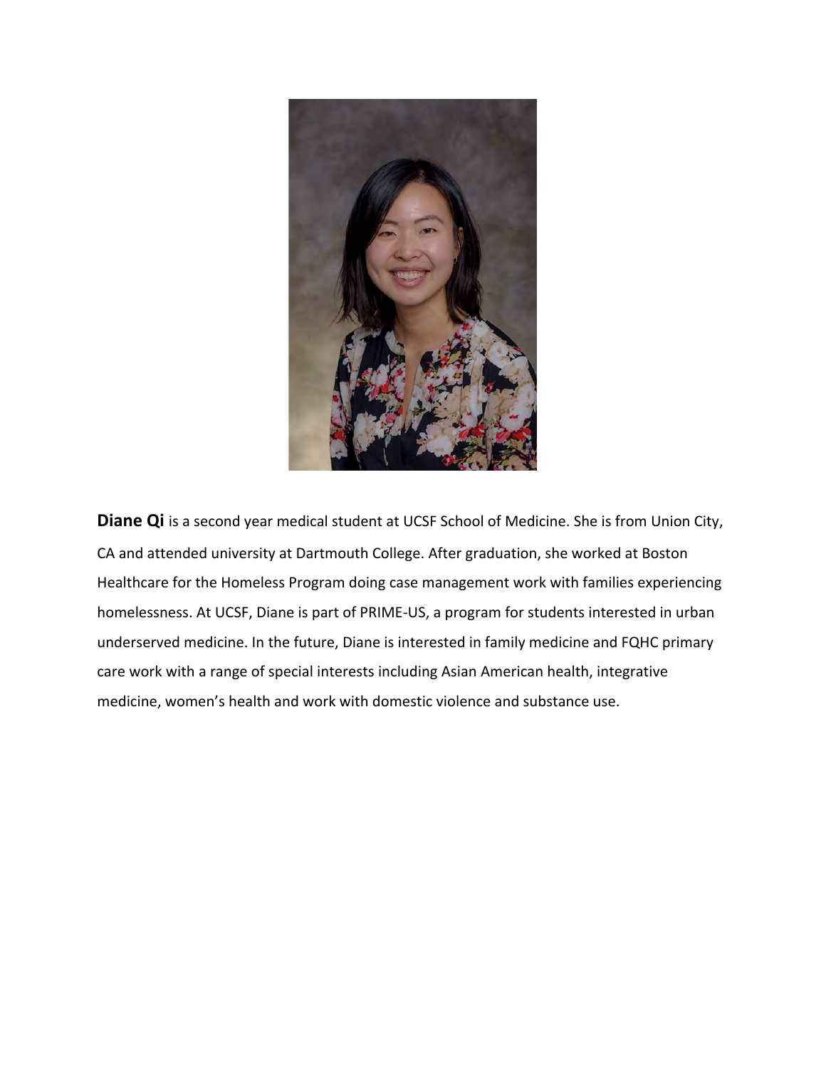**Diane Qi** is a second year medical student at UCSF School of Medicine. She is from Union City, CA and attended university at Dartmouth College. After graduation, she worked at Boston Healthcare for the Homeless Program doing case management work with families experiencing homelessness. At UCSF, Diane is part of PRIME-US, a program for students interested in urban underserved medicine. In the future, Diane is interested in family medicine and FQHC primary care work with a range of special interests including Asian American health, integrative medicine, women's health and work with domestic violence and substance use.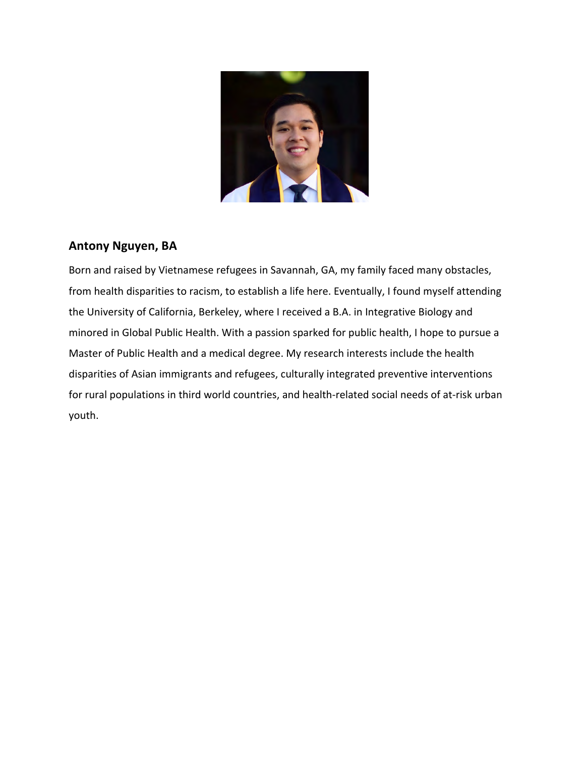### Antony Nguyen, BA

Born and raised by Vietnamese refugees in Savannah, GA, my family faced many obstacles, from health disparities to racism, to establish a life here. Eventually, I found myself attending the University of California, Berkeley, where I received a B.A. in Integrative Biology and minored in Global Public Health. With a passion sparked for public health, I hope to pursue a Master of Public Health and a medical degree. My research interests include the health disparities of Asian immigrants and refugees, culturally integrated preventive interventions for rural populations in third world countries, and health-related social needs of at-risk urban youth.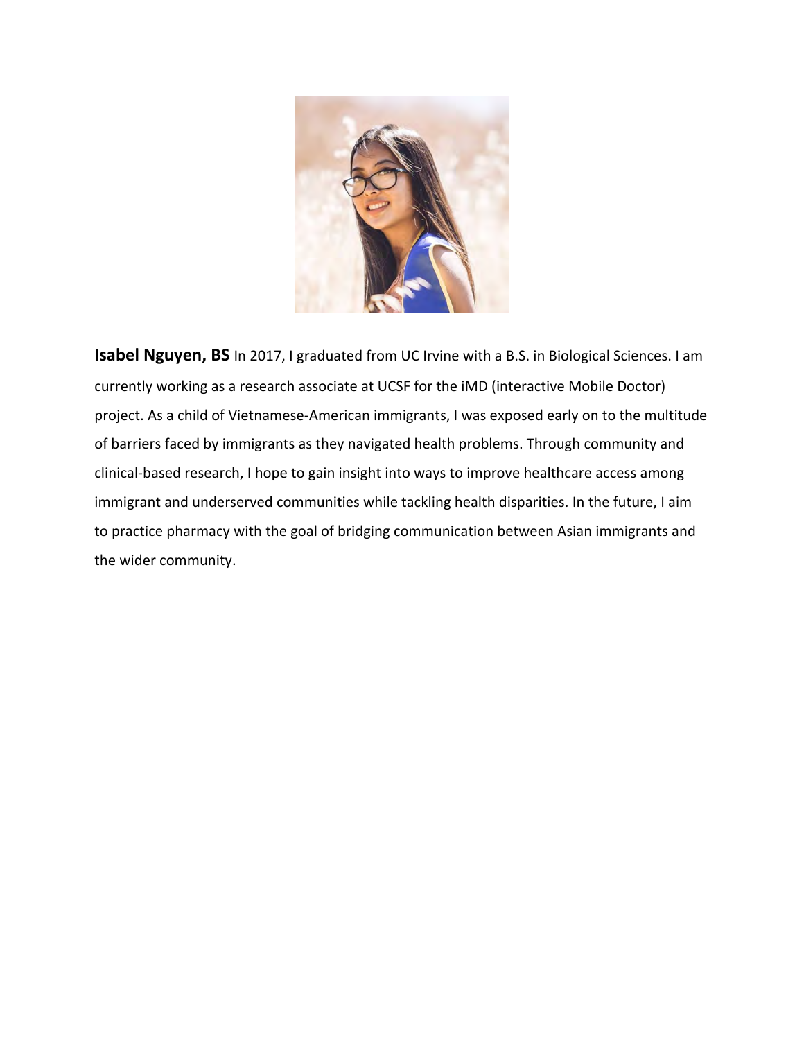**Isabel Nguyen, BS** In 2017, I graduated from UC Irvine with a B.S. in Biological Sciences. I am currently working as a research associate at UCSF for the iMD (interactive Mobile Doctor) project. As a child of Vietnamese-American immigrants, I was exposed early on to the multitude of barriers faced by immigrants as they navigated health problems. Through community and clinical-based research, I hope to gain insight into ways to improve healthcare access among immigrant and underserved communities while tackling health disparities. In the future, I aim to practice pharmacy with the goal of bridging communication between Asian immigrants and the wider community.